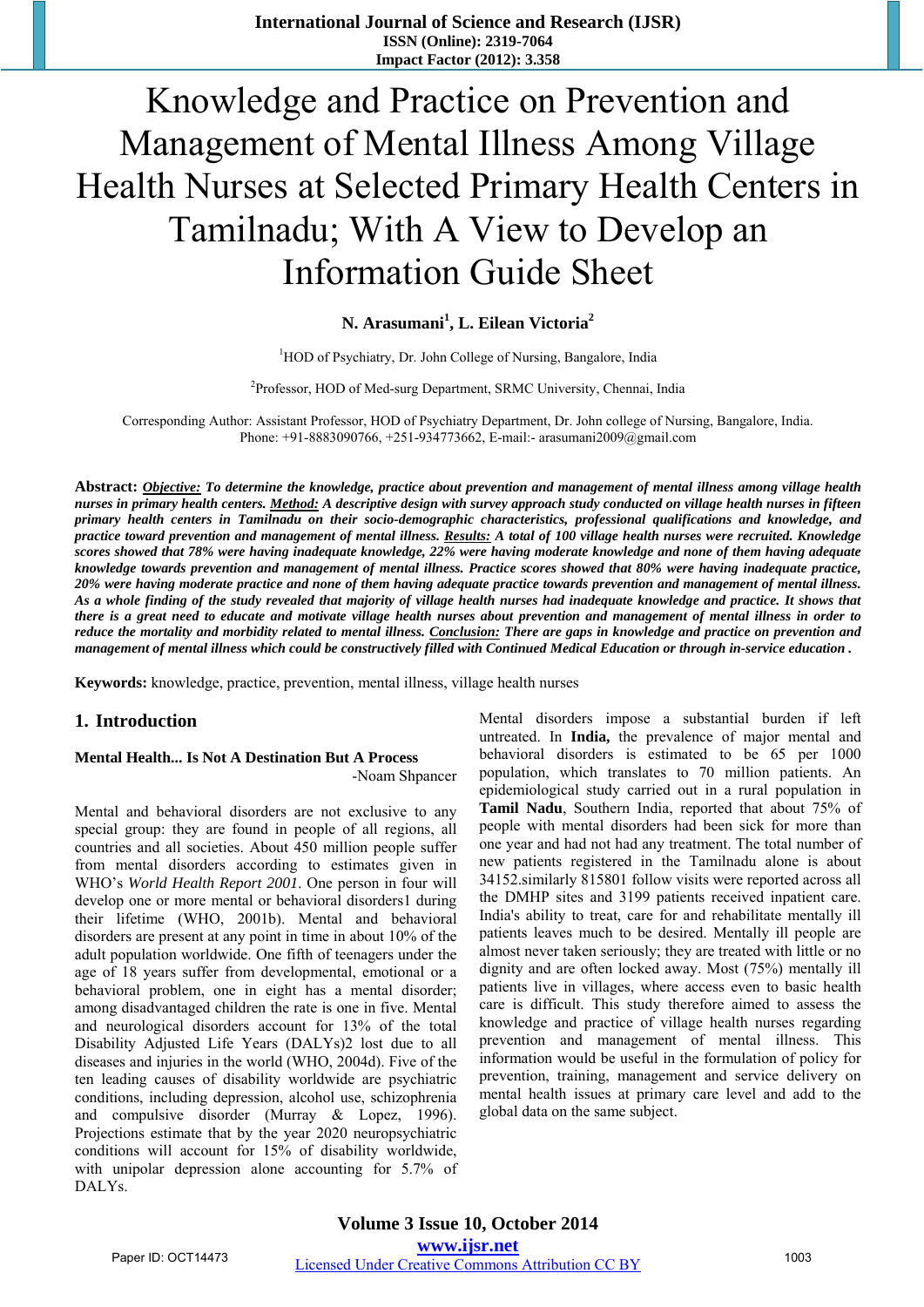# Knowledge and Practice on Prevention and Management of Mental Illness Among Village Health Nurses at Selected Primary Health Centers in Tamilnadu; With A View to Develop an Information Guide Sheet

**N. Arasumani[1], L. Eilean Victoria[2]**

[1]HOD of Psychiatry, Dr. John College of Nursing, Bangalore, India

[2]Professor, HOD of Med-surg Department, SRMC University, Chennai, India

Corresponding Author: Assistant Professor, HOD of Psychiatry Department, Dr. John college of Nursing, Bangalore, India.
Phone: +91-8883090766, +251-934773662, E-mail:- arasumani2009@gmail.com

**Abstract:** ***Objective:*** ***To determine the knowledge, practice about prevention and management of mental illness among village health nurses in primary health centers.*** ***Method:*** ***A descriptive design with survey approach study conducted on village health nurses in fifteen primary health centers in Tamilnadu on their socio-demographic characteristics, professional qualifications and knowledge, and practice toward prevention and management of mental illness.*** ***Results:*** ***A total of 100 village health nurses were recruited. Knowledge scores showed that 78% were having inadequate knowledge, 22% were having moderate knowledge and none of them having adequate knowledge towards prevention and management of mental illness. Practice scores showed that 80% were having inadequate practice, 20% were having moderate practice and none of them having adequate practice towards prevention and management of mental illness. As a whole finding of the study revealed that majority of village health nurses had inadequate knowledge and practice. It shows that there is a great need to educate and motivate village health nurses about prevention and management of mental illness in order to reduce the mortality and morbidity related to mental illness.*** ***Conclusion:*** ***There are gaps in knowledge and practice on prevention and management of mental illness which could be constructively filled with Continued Medical Education or through in-service education .***

**Keywords:** knowledge, practice, prevention, mental illness, village health nurses

## 1. Introduction

**Mental Health... Is Not A Destination But A Process**

-Noam Shpancer

Mental and behavioral disorders are not exclusive to any special group: they are found in people of all regions, all countries and all societies. About 450 million people suffer from mental disorders according to estimates given in WHO's *World Health Report 2001*. One person in four will develop one or more mental or behavioral disorders1 during their lifetime (WHO, 2001b). Mental and behavioral disorders are present at any point in time in about 10% of the adult population worldwide. One fifth of teenagers under the age of 18 years suffer from developmental, emotional or a behavioral problem, one in eight has a mental disorder; among disadvantaged children the rate is one in five. Mental and neurological disorders account for 13% of the total Disability Adjusted Life Years (DALYs)2 lost due to all diseases and injuries in the world (WHO, 2004d). Five of the ten leading causes of disability worldwide are psychiatric conditions, including depression, alcohol use, schizophrenia and compulsive disorder (Murray & Lopez, 1996). Projections estimate that by the year 2020 neuropsychiatric conditions will account for 15% of disability worldwide, with unipolar depression alone accounting for 5.7% of DALYs.

Mental disorders impose a substantial burden if left untreated. In **India,** the prevalence of major mental and behavioral disorders is estimated to be 65 per 1000 population, which translates to 70 million patients. An epidemiological study carried out in a rural population in **Tamil Nadu**, Southern India, reported that about 75% of people with mental disorders had been sick for more than one year and had not had any treatment. The total number of new patients registered in the Tamilnadu alone is about 34152.similarly 815801 follow visits were reported across all the DMHP sites and 3199 patients received inpatient care. India's ability to treat, care for and rehabilitate mentally ill patients leaves much to be desired. Mentally ill people are almost never taken seriously; they are treated with little or no dignity and are often locked away. Most (75%) mentally ill patients live in villages, where access even to basic health care is difficult. This study therefore aimed to assess the knowledge and practice of village health nurses regarding prevention and management of mental illness. This information would be useful in the formulation of policy for prevention, training, management and service delivery on mental health issues at primary care level and add to the global data on the same subject.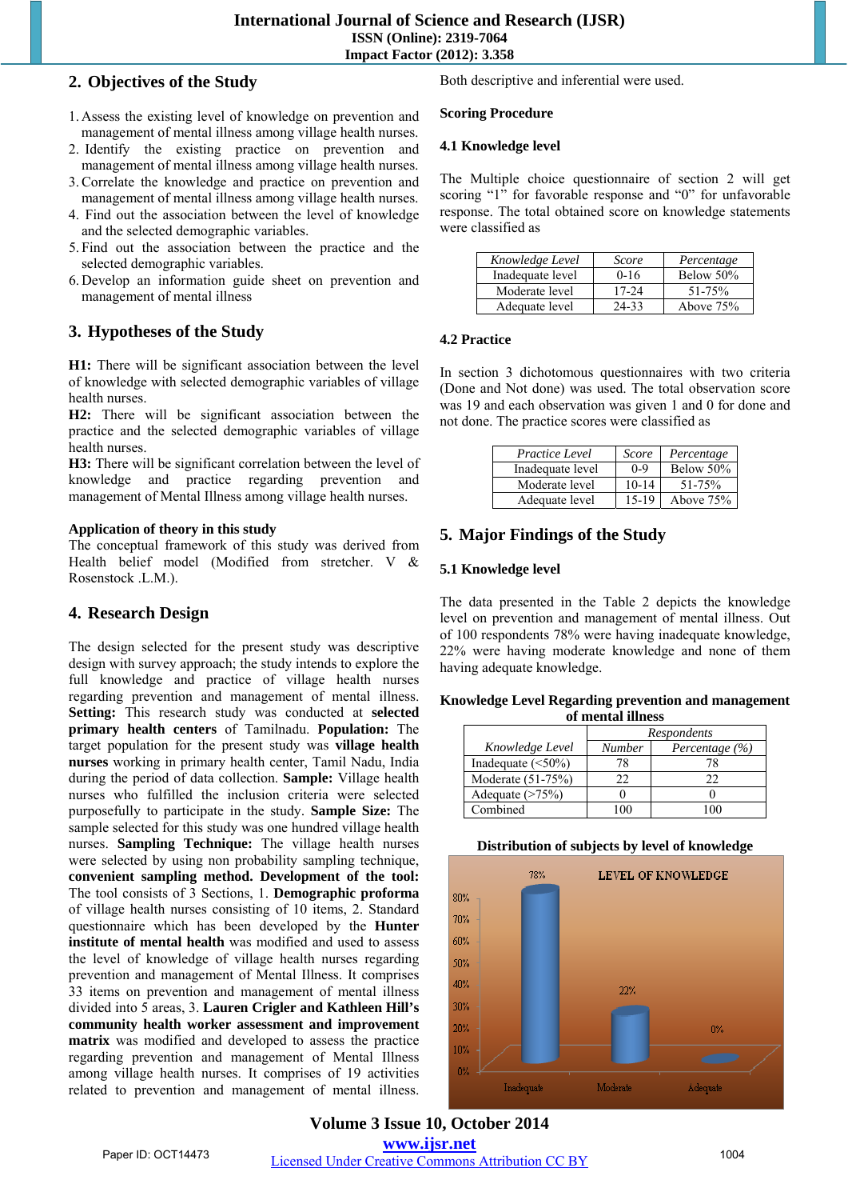## 2. Objectives of the Study

1. Assess the existing level of knowledge on prevention and management of mental illness among village health nurses.
2. Identify the existing practice on prevention and management of mental illness among village health nurses.
3. Correlate the knowledge and practice on prevention and management of mental illness among village health nurses.
4. Find out the association between the level of knowledge and the selected demographic variables.
5. Find out the association between the practice and the selected demographic variables.
6. Develop an information guide sheet on prevention and management of mental illness

## 3. Hypotheses of the Study

**H1:** There will be significant association between the level of knowledge with selected demographic variables of village health nurses.

**H2:** There will be significant association between the practice and the selected demographic variables of village health nurses.

**H3:** There will be significant correlation between the level of knowledge and practice regarding prevention and management of Mental Illness among village health nurses.

**Application of theory in this study**

The conceptual framework of this study was derived from Health belief model (Modified from stretcher. V & Rosenstock .L.M.).

## 4. Research Design

The design selected for the present study was descriptive design with survey approach; the study intends to explore the full knowledge and practice of village health nurses regarding prevention and management of mental illness. **Setting:** This research study was conducted at **selected primary health centers** of Tamilnadu. **Population:** The target population for the present study was **village health nurses** working in primary health center, Tamil Nadu, India during the period of data collection. **Sample:** Village health nurses who fulfilled the inclusion criteria were selected purposefully to participate in the study. **Sample Size:** The sample selected for this study was one hundred village health nurses. **Sampling Technique:** The village health nurses were selected by using non probability sampling technique, **convenient sampling method. Development of the tool:** The tool consists of 3 Sections, 1. **Demographic proforma** of village health nurses consisting of 10 items, 2. Standard questionnaire which has been developed by the **Hunter institute of mental health** was modified and used to assess the level of knowledge of village health nurses regarding prevention and management of Mental Illness. It comprises 33 items on prevention and management of mental illness divided into 5 areas, 3. **Lauren Crigler and Kathleen Hill's community health worker assessment and improvement matrix** was modified and developed to assess the practice regarding prevention and management of Mental Illness among village health nurses. It comprises of 19 activities related to prevention and management of mental illness. Both descriptive and inferential were used.

**Scoring Procedure**

### 4.1 Knowledge level

The Multiple choice questionnaire of section 2 will get scoring "1" for favorable response and "0" for unfavorable response. The total obtained score on knowledge statements were classified as

| *Knowledge Level* | *Score* | *Percentage* |
|---|---|---|
| Inadequate level | 0-16 | Below 50% |
| Moderate level | 17-24 | 51-75% |
| Adequate level | 24-33 | Above 75% |

### 4.2 Practice

In section 3 dichotomous questionnaires with two criteria (Done and Not done) was used. The total observation score was 19 and each observation was given 1 and 0 for done and not done. The practice scores were classified as

| *Practice Level* | *Score* | *Percentage* |
|---|---|---|
| Inadequate level | 0-9 | Below 50% |
| Moderate level | 10-14 | 51-75% |
| Adequate level | 15-19 | Above 75% |

## 5. Major Findings of the Study

### 5.1 Knowledge level

The data presented in the Table 2 depicts the knowledge level on prevention and management of mental illness. Out of 100 respondents 78% were having inadequate knowledge, 22% were having moderate knowledge and none of them having adequate knowledge.

**Knowledge Level Regarding prevention and management of mental illness**

| *Knowledge Level* | *Respondents* | |
|---|---|---|
| | *Number* | *Percentage (%)* |
| Inadequate (<50%) | 78 | 78 |
| Moderate (51-75%) | 22 | 22 |
| Adequate (>75%) | 0 | 0 |
| Combined | 100 | 100 |

**Distribution of subjects by level of knowledge**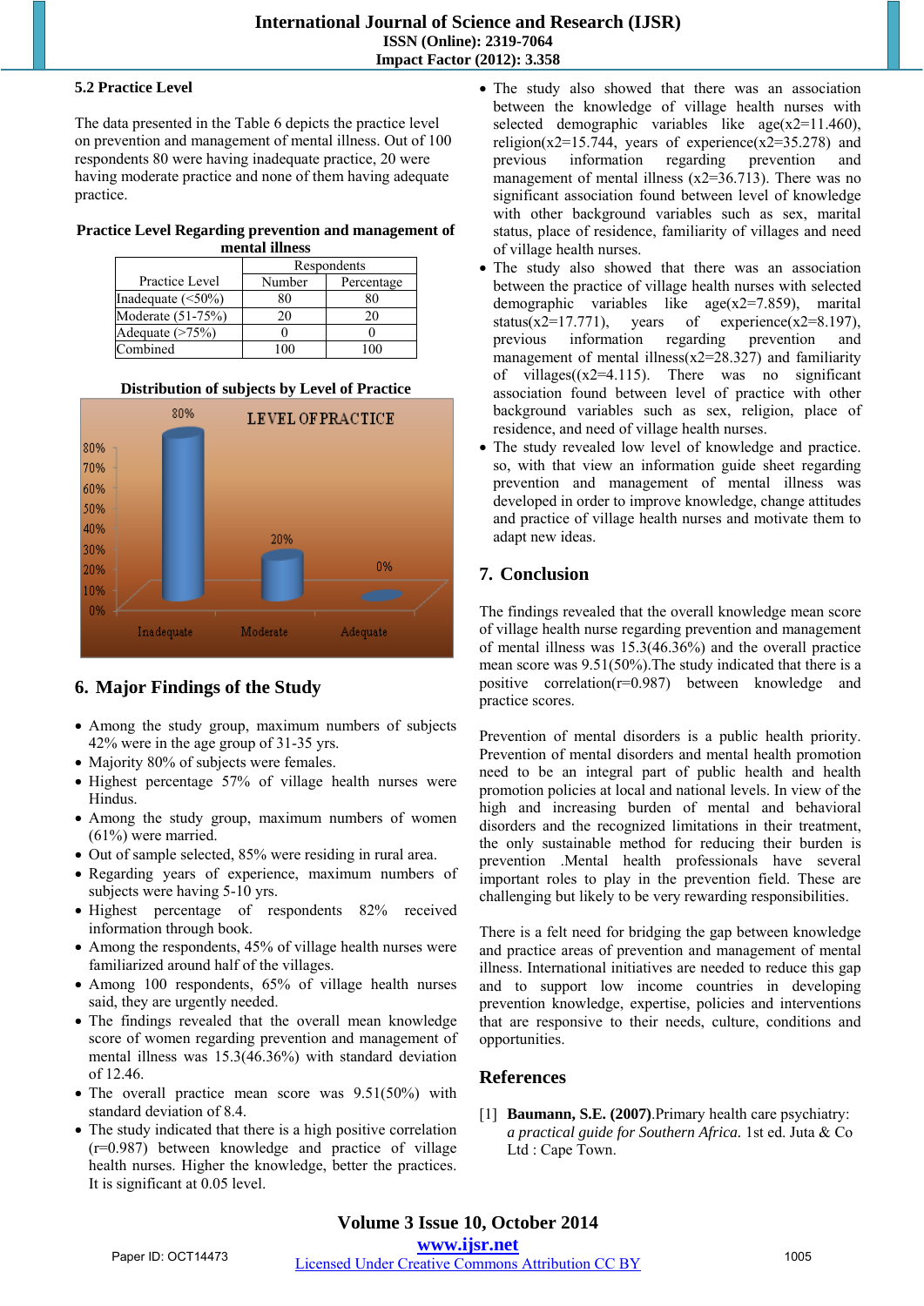### 5.2 Practice Level

The data presented in the Table 6 depicts the practice level on prevention and management of mental illness. Out of 100 respondents 80 were having inadequate practice, 20 were having moderate practice and none of them having adequate practice.

**Practice Level Regarding prevention and management of mental illness**

| Practice Level | Respondents | |
|---|---|---|
| | Number | Percentage |
| Inadequate (<50%) | 80 | 80 |
| Moderate (51-75%) | 20 | 20 |
| Adequate (>75%) | 0 | 0 |
| Combined | 100 | 100 |

**Distribution of subjects by Level of Practice**

## 6. Major Findings of the Study

- Among the study group, maximum numbers of subjects 42% were in the age group of 31-35 yrs.
- Majority 80% of subjects were females.
- Highest percentage 57% of village health nurses were Hindus.
- Among the study group, maximum numbers of women (61%) were married.
- Out of sample selected, 85% were residing in rural area.
- Regarding years of experience, maximum numbers of subjects were having 5-10 yrs.
- Highest percentage of respondents 82% received information through book.
- Among the respondents, 45% of village health nurses were familiarized around half of the villages.
- Among 100 respondents, 65% of village health nurses said, they are urgently needed.
- The findings revealed that the overall mean knowledge score of women regarding prevention and management of mental illness was 15.3(46.36%) with standard deviation of 12.46.
- The overall practice mean score was 9.51(50%) with standard deviation of 8.4.
- The study indicated that there is a high positive correlation (r=0.987) between knowledge and practice of village health nurses. Higher the knowledge, better the practices. It is significant at 0.05 level.
- The study also showed that there was an association between the knowledge of village health nurses with selected demographic variables like age($x^2$=11.460), religion($x^2$=15.744, years of experience($x^2$=35.278) and previous information regarding prevention and management of mental illness ($x^2$=36.713). There was no significant association found between level of knowledge with other background variables such as sex, marital status, place of residence, familiarity of villages and need of village health nurses.
- The study also showed that there was an association between the practice of village health nurses with selected demographic variables like age($x^2$=7.859), marital status($x^2$=17.771), years of experience($x^2$=8.197), previous information regarding prevention and management of mental illness($x^2$=28.327) and familiarity of villages(($x^2$=4.115). There was no significant association found between level of practice with other background variables such as sex, religion, place of residence, and need of village health nurses.
- The study revealed low level of knowledge and practice. so, with that view an information guide sheet regarding prevention and management of mental illness was developed in order to improve knowledge, change attitudes and practice of village health nurses and motivate them to adapt new ideas.

## 7. Conclusion

The findings revealed that the overall knowledge mean score of village health nurse regarding prevention and management of mental illness was 15.3(46.36%) and the overall practice mean score was 9.51(50%).The study indicated that there is a positive correlation(r=0.987) between knowledge and practice scores.

Prevention of mental disorders is a public health priority. Prevention of mental disorders and mental health promotion need to be an integral part of public health and health promotion policies at local and national levels. In view of the high and increasing burden of mental and behavioral disorders and the recognized limitations in their treatment, the only sustainable method for reducing their burden is prevention .Mental health professionals have several important roles to play in the prevention field. These are challenging but likely to be very rewarding responsibilities.

There is a felt need for bridging the gap between knowledge and practice areas of prevention and management of mental illness. International initiatives are needed to reduce this gap and to support low income countries in developing prevention knowledge, expertise, policies and interventions that are responsive to their needs, culture, conditions and opportunities.

## References

[1] **Baumann, S.E. (2007)**.Primary health care psychiatry: *a practical guide for Southern Africa.* 1st ed. Juta & Co Ltd : Cape Town.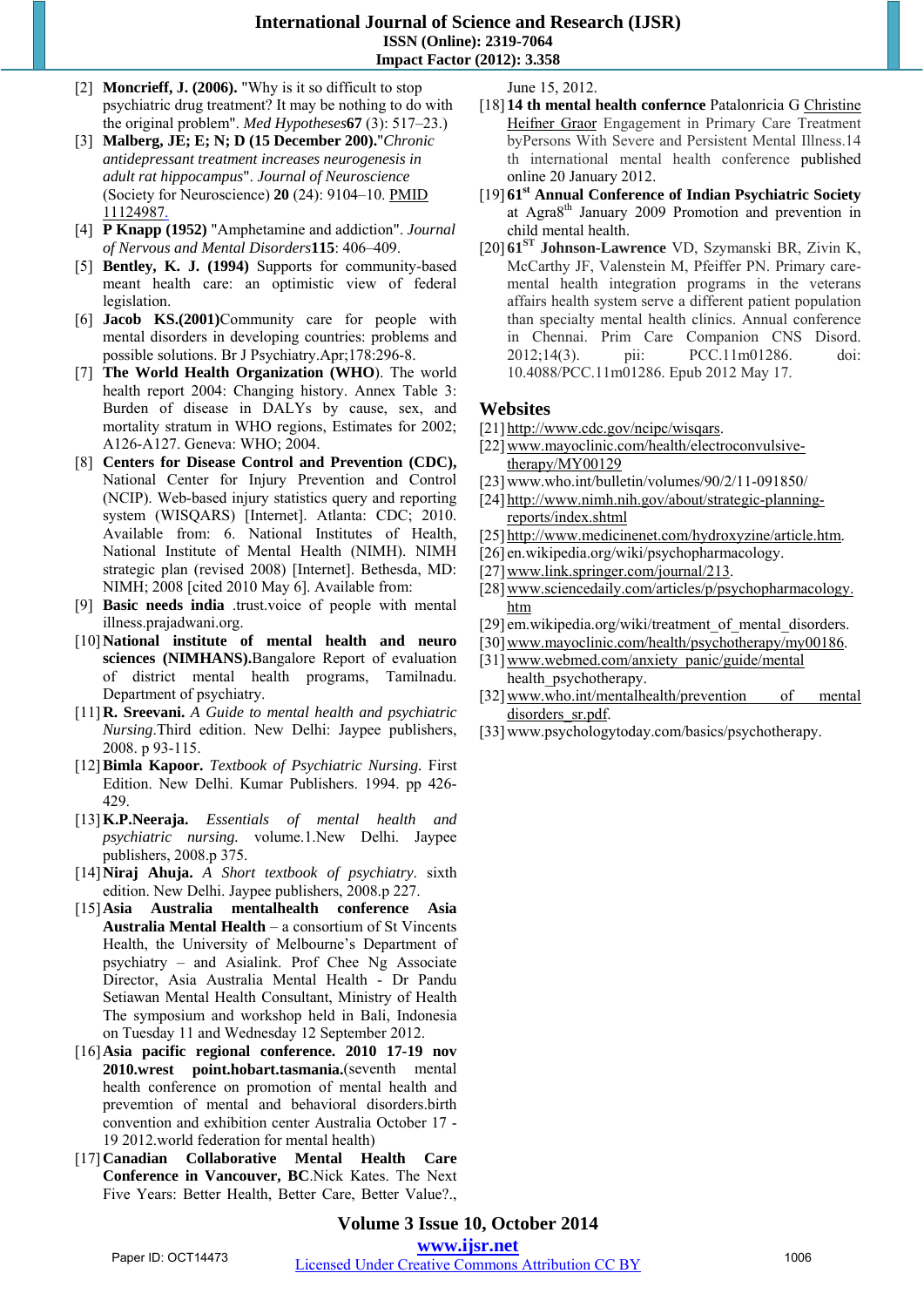[2] **Moncrieff, J. (2006).** "Why is it so difficult to stop psychiatric drug treatment? It may be nothing to do with the original problem". *Med Hypotheses***67** (3): 517–23.)

[3] **Malberg, JE; E; N; D (15 December 200).**"*Chronic antidepressant treatment increases neurogenesis in adult rat hippocampus*". *Journal of Neuroscience* (Society for Neuroscience) **20** (24): 9104–10. PMID 11124987.

[4] **P Knapp (1952)** "Amphetamine and addiction". *Journal of Nervous and Mental Disorders***115**: 406–409.

[5] **Bentley, K. J. (1994)** Supports for community-based meant health care: an optimistic view of federal legislation.

[6] **Jacob KS.(2001)**Community care for people with mental disorders in developing countries: problems and possible solutions. Br J Psychiatry.Apr;178:296-8.

[7] **The World Health Organization (WHO)**. The world health report 2004: Changing history. Annex Table 3: Burden of disease in DALYs by cause, sex, and mortality stratum in WHO regions, Estimates for 2002; A126-A127. Geneva: WHO; 2004.

[8] **Centers for Disease Control and Prevention (CDC),** National Center for Injury Prevention and Control (NCIP). Web-based injury statistics query and reporting system (WISQARS) [Internet]. Atlanta: CDC; 2010. Available from: 6. National Institutes of Health, National Institute of Mental Health (NIMH). NIMH strategic plan (revised 2008) [Internet]. Bethesda, MD: NIMH; 2008 [cited 2010 May 6]. Available from:

[9] **Basic needs india** .trust.voice of people with mental illness.prajadwani.org.

[10] **National institute of mental health and neuro sciences (NIMHANS).**Bangalore Report of evaluation of district mental health programs, Tamilnadu. Department of psychiatry.

[11] **R. Sreevani.** *A Guide to mental health and psychiatric Nursing*.Third edition. New Delhi: Jaypee publishers, 2008. p 93-115.

[12] **Bimla Kapoor.** *Textbook of Psychiatric Nursing.* First Edition. New Delhi. Kumar Publishers. 1994. pp 426-429.

[13] **K.P.Neeraja.** *Essentials of mental health and psychiatric nursing.* volume.1.New Delhi. Jaypee publishers, 2008.p 375.

[14] **Niraj Ahuja.** *A Short textbook of psychiatry*. sixth edition. New Delhi. Jaypee publishers, 2008.p 227.

[15] **Asia Australia mentalhealth conference Asia Australia Mental Health** – a consortium of St Vincents Health, the University of Melbourne's Department of psychiatry – and Asialink. Prof Chee Ng Associate Director, Asia Australia Mental Health - Dr Pandu Setiawan Mental Health Consultant, Ministry of Health The symposium and workshop held in Bali, Indonesia on Tuesday 11 and Wednesday 12 September 2012.

[16] **Asia pacific regional conference. 2010 17-19 nov 2010.wrest point.hobart.tasmania.**(seventh mental health conference on promotion of mental health and prevemtion of mental and behavioral disorders.birth convention and exhibition center Australia October 17 - 19 2012.world federation for mental health)

[17] **Canadian Collaborative Mental Health Care Conference in Vancouver, BC**.Nick Kates. The Next Five Years: Better Health, Better Care, Better Value?., June 15, 2012.

[18] **14 th mental health confernce** Patalonricia G Christine Heifner Graor Engagement in Primary Care Treatment byPersons With Severe and Persistent Mental Illness.14 th international mental health conference published online 20 January 2012.

[19] **61st Annual Conference of Indian Psychiatric Society** at Agra8th January 2009 Promotion and prevention in child mental health.

[20] **61ST Johnson-Lawrence** VD, Szymanski BR, Zivin K, McCarthy JF, Valenstein M, Pfeiffer PN. Primary care-mental health integration programs in the veterans affairs health system serve a different patient population than specialty mental health clinics. Annual conference in Chennai. Prim Care Companion CNS Disord. 2012;14(3). pii: PCC.11m01286. doi: 10.4088/PCC.11m01286. Epub 2012 May 17.

## Websites

[21] http://www.cdc.gov/ncipc/wisqars.

[22] www.mayoclinic.com/health/electroconvulsive-therapy/MY00129

[23] www.who.int/bulletin/volumes/90/2/11-091850/

[24] http://www.nimh.nih.gov/about/strategic-planning-reports/index.shtml

[25] http://www.medicinenet.com/hydroxyzine/article.htm.

[26] en.wikipedia.org/wiki/psychopharmacology.

[27] www.link.springer.com/journal/213.

[28] www.sciencedaily.com/articles/p/psychopharmacology.htm

[29] em.wikipedia.org/wiki/treatment_of_mental_disorders.

[30] www.mayoclinic.com/health/psychotherapy/my00186.

[31] www.webmed.com/anxiety_panic/guide/mental health_psychotherapy.

[32] www.who.int/mentalhealth/prevention of mental disorders_sr.pdf.

[33] www.psychologytoday.com/basics/psychotherapy.